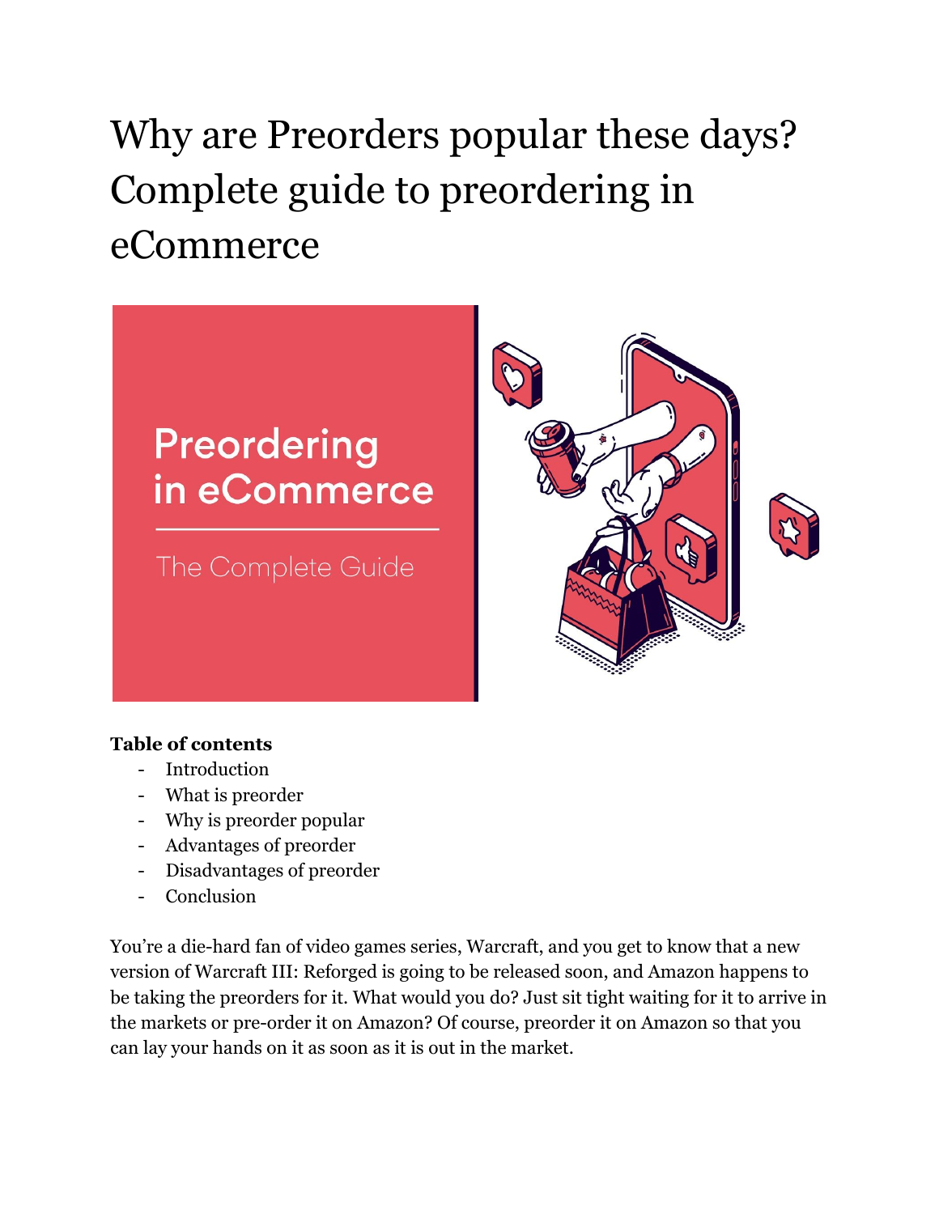# Why are Preorders popular these days? Complete guide to preordering in eCommerce

**Table of contents**

- Introduction
- What is preorder
- Why is preorder popular
- Advantages of preorder
- Disadvantages of preorder
- Conclusion

You're a die-hard fan of video games series, Warcraft, and you get to know that a new version of Warcraft III: Reforged is going to be released soon, and Amazon happens to be taking the preorders for it. What would you do? Just sit tight waiting for it to arrive in the markets or pre-order it on Amazon? Of course, preorder it on Amazon so that you can lay your hands on it as soon as it is out in the market.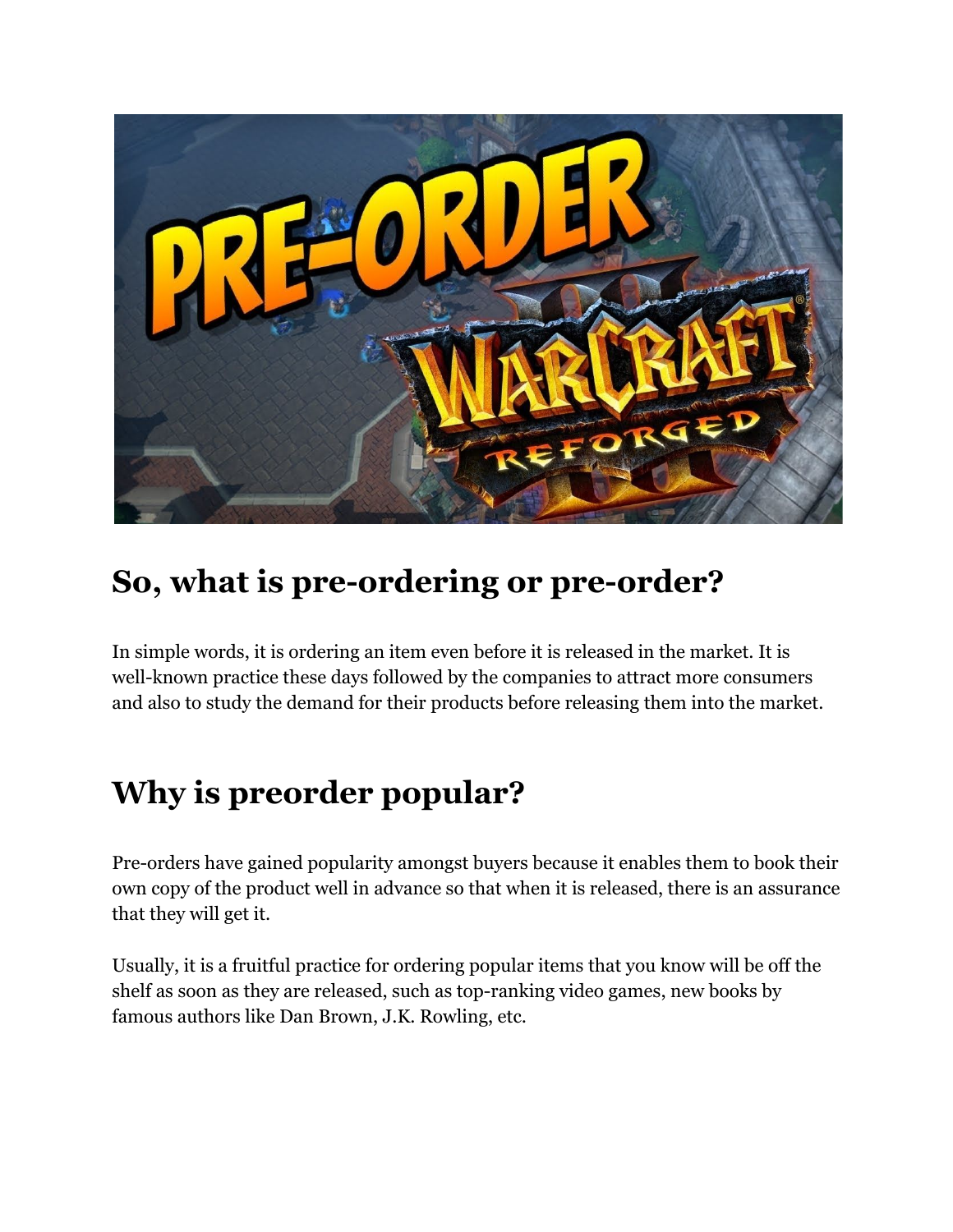## So, what is pre-ordering or pre-order?

In simple words, it is ordering an item even before it is released in the market. It is well-known practice these days followed by the companies to attract more consumers and also to study the demand for their products before releasing them into the market.

## Why is preorder popular?

Pre-orders have gained popularity amongst buyers because it enables them to book their own copy of the product well in advance so that when it is released, there is an assurance that they will get it.

Usually, it is a fruitful practice for ordering popular items that you know will be off the shelf as soon as they are released, such as top-ranking video games, new books by famous authors like Dan Brown, J.K. Rowling, etc.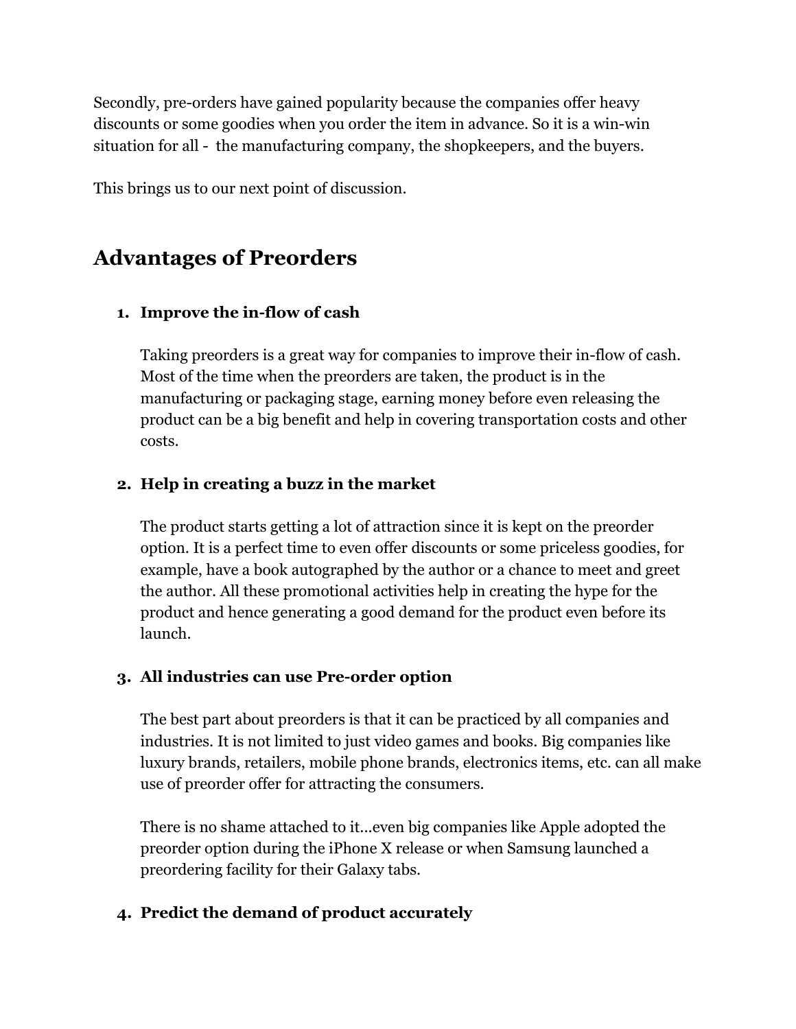Secondly, pre-orders have gained popularity because the companies offer heavy discounts or some goodies when you order the item in advance. So it is a win-win situation for all - the manufacturing company, the shopkeepers, and the buyers.

This brings us to our next point of discussion.

## Advantages of Preorders

1. **Improve the in-flow of cash**

   Taking preorders is a great way for companies to improve their in-flow of cash. Most of the time when the preorders are taken, the product is in the manufacturing or packaging stage, earning money before even releasing the product can be a big benefit and help in covering transportation costs and other costs.

2. **Help in creating a buzz in the market**

   The product starts getting a lot of attraction since it is kept on the preorder option. It is a perfect time to even offer discounts or some priceless goodies, for example, have a book autographed by the author or a chance to meet and greet the author. All these promotional activities help in creating the hype for the product and hence generating a good demand for the product even before its launch.

3. **All industries can use Pre-order option**

   The best part about preorders is that it can be practiced by all companies and industries. It is not limited to just video games and books. Big companies like luxury brands, retailers, mobile phone brands, electronics items, etc. can all make use of preorder offer for attracting the consumers.

   There is no shame attached to it...even big companies like Apple adopted the preorder option during the iPhone X release or when Samsung launched a preordering facility for their Galaxy tabs.

4. **Predict the demand of product accurately**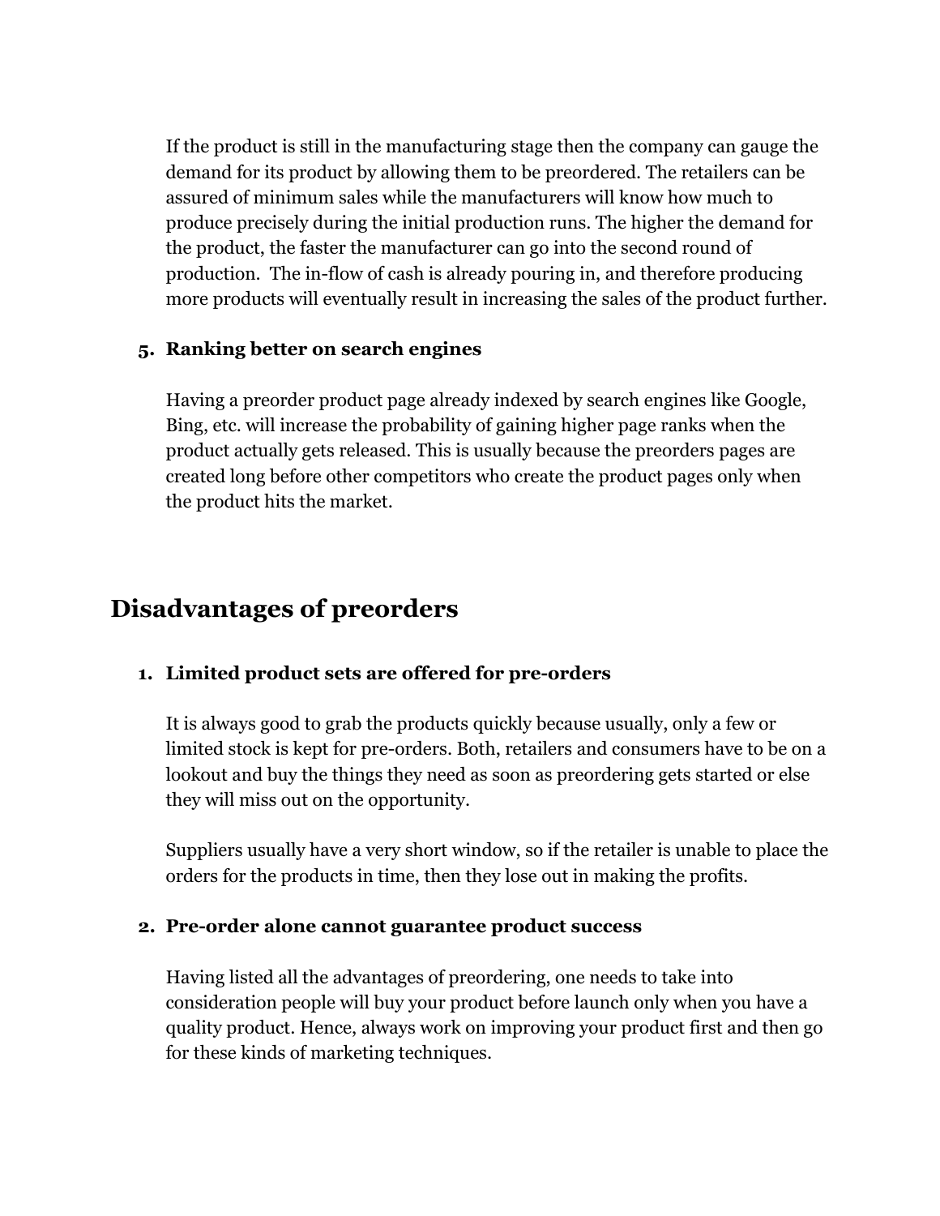If the product is still in the manufacturing stage then the company can gauge the demand for its product by allowing them to be preordered. The retailers can be assured of minimum sales while the manufacturers will know how much to produce precisely during the initial production runs. The higher the demand for the product, the faster the manufacturer can go into the second round of production. The in-flow of cash is already pouring in, and therefore producing more products will eventually result in increasing the sales of the product further.

5. **Ranking better on search engines**

   Having a preorder product page already indexed by search engines like Google, Bing, etc. will increase the probability of gaining higher page ranks when the product actually gets released. This is usually because the preorders pages are created long before other competitors who create the product pages only when the product hits the market.

## Disadvantages of preorders

1. **Limited product sets are offered for pre-orders**

   It is always good to grab the products quickly because usually, only a few or limited stock is kept for pre-orders. Both, retailers and consumers have to be on a lookout and buy the things they need as soon as preordering gets started or else they will miss out on the opportunity.

   Suppliers usually have a very short window, so if the retailer is unable to place the orders for the products in time, then they lose out in making the profits.

2. **Pre-order alone cannot guarantee product success**

   Having listed all the advantages of preordering, one needs to take into consideration people will buy your product before launch only when you have a quality product. Hence, always work on improving your product first and then go for these kinds of marketing techniques.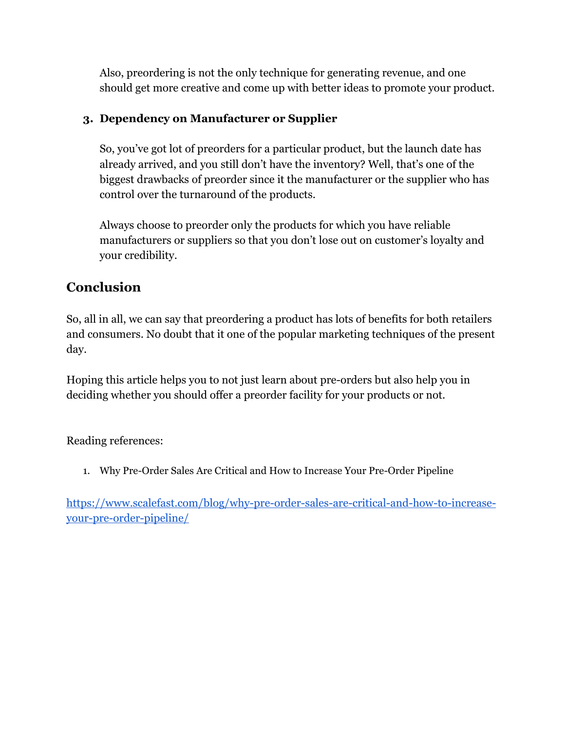Also, preordering is not the only technique for generating revenue, and one should get more creative and come up with better ideas to promote your product.

3. **Dependency on Manufacturer or Supplier**

   So, you've got lot of preorders for a particular product, but the launch date has already arrived, and you still don't have the inventory? Well, that's one of the biggest drawbacks of preorder since it the manufacturer or the supplier who has control over the turnaround of the products.

   Always choose to preorder only the products for which you have reliable manufacturers or suppliers so that you don't lose out on customer's loyalty and your credibility.

## Conclusion

So, all in all, we can say that preordering a product has lots of benefits for both retailers and consumers. No doubt that it one of the popular marketing techniques of the present day.

Hoping this article helps you to not just learn about pre-orders but also help you in deciding whether you should offer a preorder facility for your products or not.

Reading references:

1. Why Pre-Order Sales Are Critical and How to Increase Your Pre-Order Pipeline

[https://www.scalefast.com/blog/why-pre-order-sales-are-critical-and-how-to-increase-your-pre-order-pipeline/](https://www.scalefast.com/blog/why-pre-order-sales-are-critical-and-how-to-increase-your-pre-order-pipeline/)